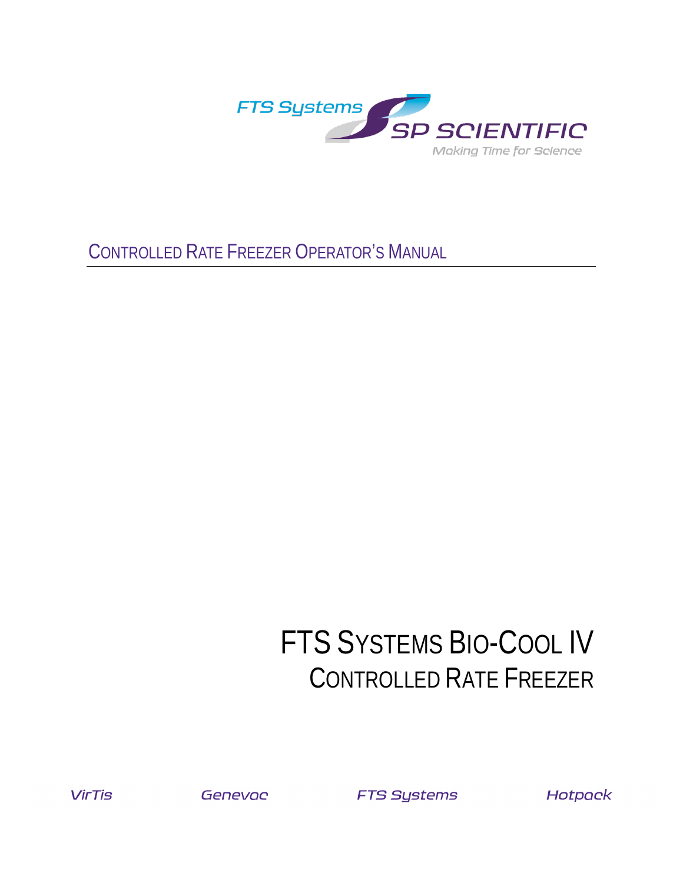FTS Systems SP SCIENTIFIC

Making Time for Science

## Controlled Rate Freezer Operator's Manual

# FTS Systems Bio-Cool IV

## Controlled Rate Freezer

VirTis | Genevac | FTS Systems | Hotpack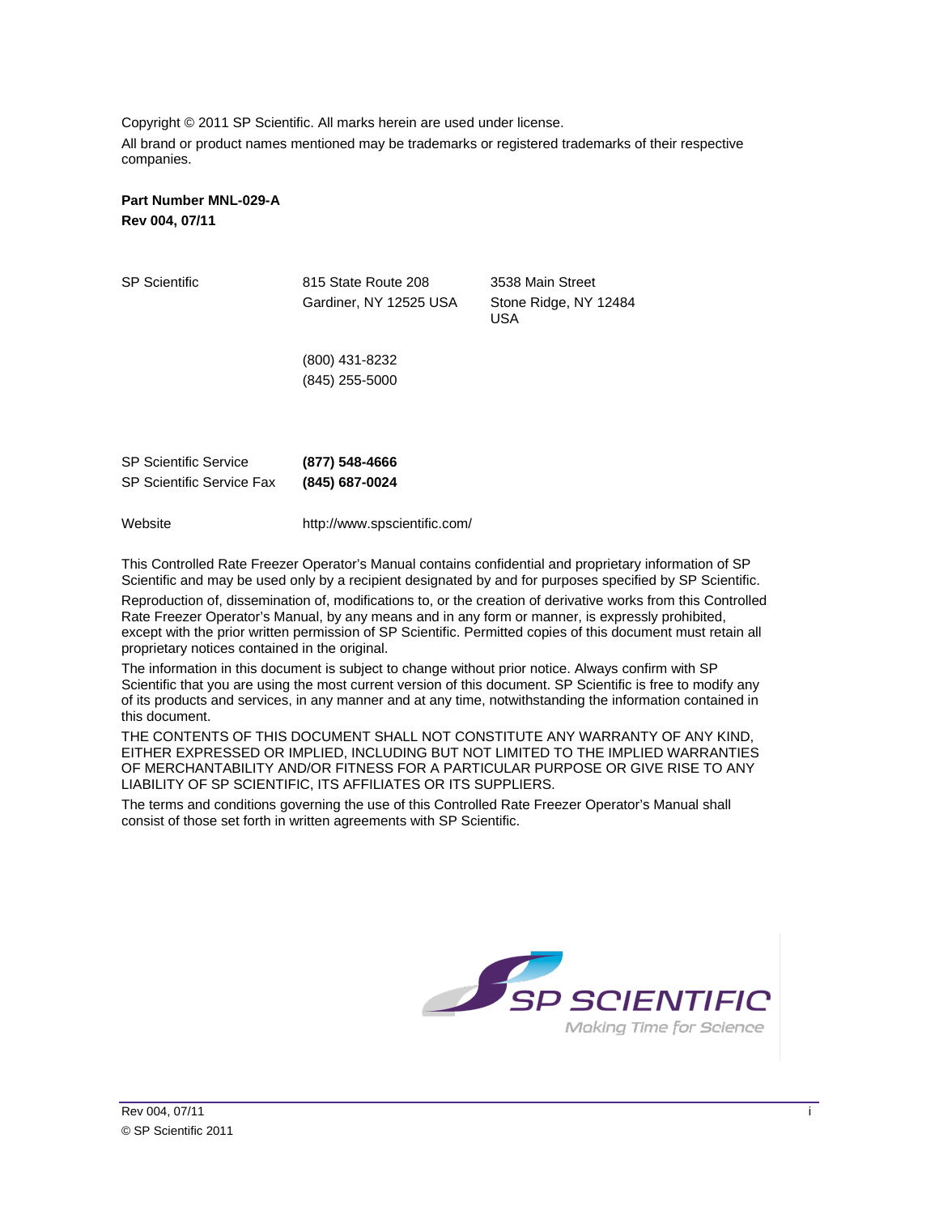Copyright © 2011 SP Scientific. All marks herein are used under license.

All brand or product names mentioned may be trademarks or registered trademarks of their respective companies.

**Part Number MNL-029-A**
**Rev 004, 07/11**

| | | |
|---|---|---|
| SP Scientific | 815 State Route 208<br>Gardiner, NY 12525 USA | 3538 Main Street<br>Stone Ridge, NY 12484 USA |
| | (800) 431-8232<br>(845) 255-5000 | |

| | |
|---|---|
| SP Scientific Service | **(877) 548-4666** |
| SP Scientific Service Fax | **(845) 687-0024** |
| Website | http://www.spscientific.com/ |

This Controlled Rate Freezer Operator's Manual contains confidential and proprietary information of SP Scientific and may be used only by a recipient designated by and for purposes specified by SP Scientific.

Reproduction of, dissemination of, modifications to, or the creation of derivative works from this Controlled Rate Freezer Operator's Manual, by any means and in any form or manner, is expressly prohibited, except with the prior written permission of SP Scientific. Permitted copies of this document must retain all proprietary notices contained in the original.

The information in this document is subject to change without prior notice. Always confirm with SP Scientific that you are using the most current version of this document. SP Scientific is free to modify any of its products and services, in any manner and at any time, notwithstanding the information contained in this document.

THE CONTENTS OF THIS DOCUMENT SHALL NOT CONSTITUTE ANY WARRANTY OF ANY KIND, EITHER EXPRESSED OR IMPLIED, INCLUDING BUT NOT LIMITED TO THE IMPLIED WARRANTIES OF MERCHANTABILITY AND/OR FITNESS FOR A PARTICULAR PURPOSE OR GIVE RISE TO ANY LIABILITY OF SP SCIENTIFIC, ITS AFFILIATES OR ITS SUPPLIERS.

The terms and conditions governing the use of this Controlled Rate Freezer Operator's Manual shall consist of those set forth in written agreements with SP Scientific.

SP SCIENTIFIC
Making Time for Science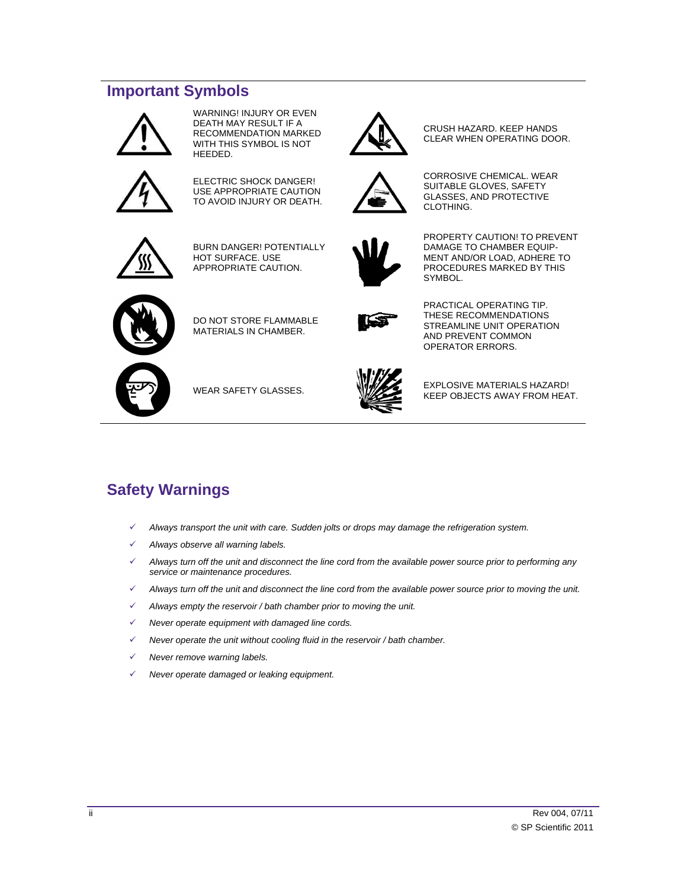## Important Symbols

WARNING! INJURY OR EVEN DEATH MAY RESULT IF A RECOMMENDATION MARKED WITH THIS SYMBOL IS NOT HEEDED.

ELECTRIC SHOCK DANGER! USE APPROPRIATE CAUTION TO AVOID INJURY OR DEATH.

BURN DANGER! POTENTIALLY HOT SURFACE. USE APPROPRIATE CAUTION.

DO NOT STORE FLAMMABLE MATERIALS IN CHAMBER.

WEAR SAFETY GLASSES.

CRUSH HAZARD. KEEP HANDS CLEAR WHEN OPERATING DOOR.

CORROSIVE CHEMICAL. WEAR SUITABLE GLOVES, SAFETY GLASSES, AND PROTECTIVE CLOTHING.

PROPERTY CAUTION! TO PREVENT DAMAGE TO CHAMBER EQUIPMENT AND/OR LOAD, ADHERE TO PROCEDURES MARKED BY THIS SYMBOL.

PRACTICAL OPERATING TIP. THESE RECOMMENDATIONS STREAMLINE UNIT OPERATION AND PREVENT COMMON OPERATOR ERRORS.

EXPLOSIVE MATERIALS HAZARD! KEEP OBJECTS AWAY FROM HEAT.

## Safety Warnings

- ✓ *Always transport the unit with care. Sudden jolts or drops may damage the refrigeration system.*
- ✓ *Always observe all warning labels.*
- ✓ *Always turn off the unit and disconnect the line cord from the available power source prior to performing any service or maintenance procedures.*
- ✓ *Always turn off the unit and disconnect the line cord from the available power source prior to moving the unit.*
- ✓ *Always empty the reservoir / bath chamber prior to moving the unit.*
- ✓ *Never operate equipment with damaged line cords.*
- ✓ *Never operate the unit without cooling fluid in the reservoir / bath chamber.*
- ✓ *Never remove warning labels.*
- ✓ *Never operate damaged or leaking equipment.*

Rev 004, 07/11

© SP Scientific 2011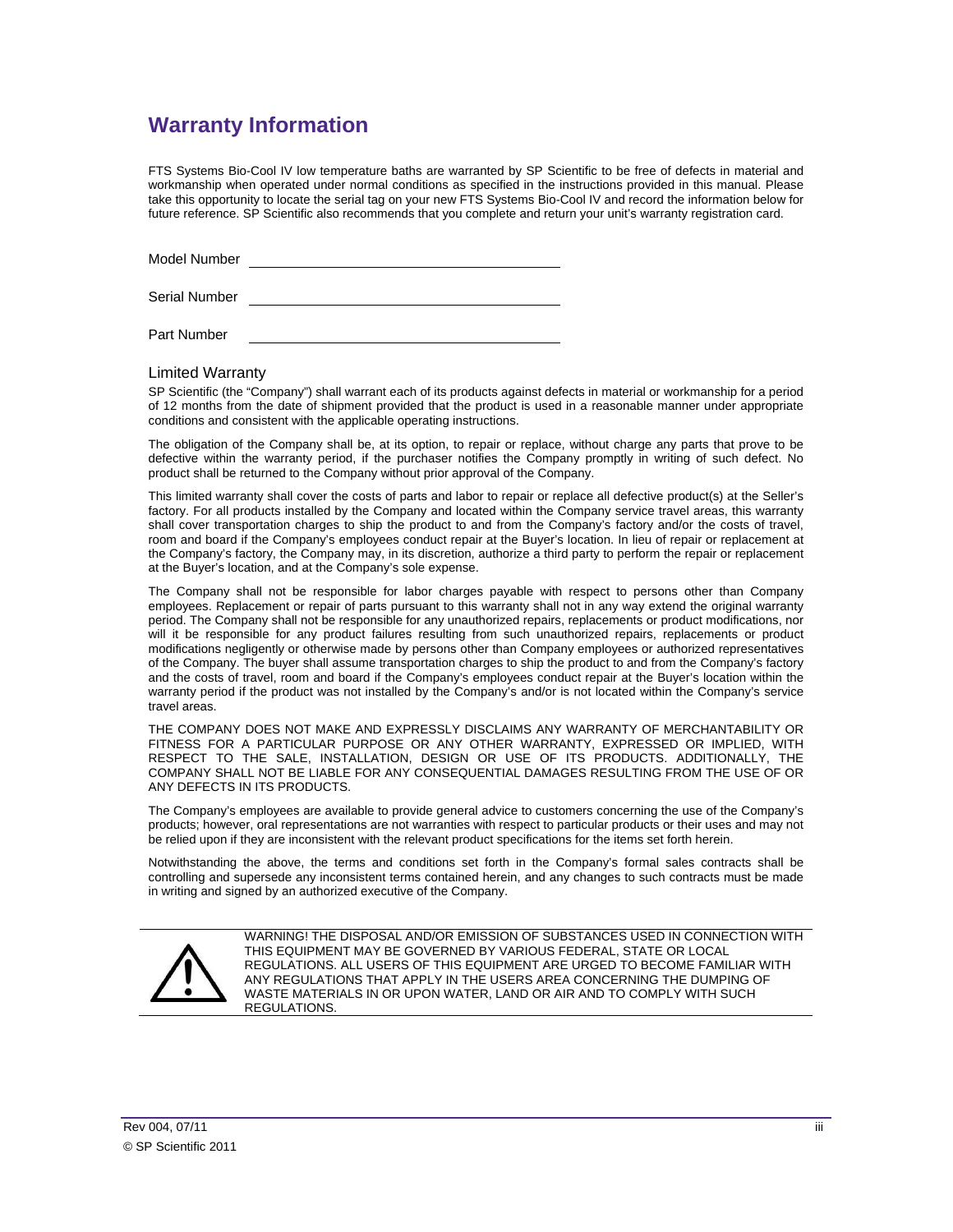# Warranty Information

FTS Systems Bio-Cool IV low temperature baths are warranted by SP Scientific to be free of defects in material and workmanship when operated under normal conditions as specified in the instructions provided in this manual. Please take this opportunity to locate the serial tag on your new FTS Systems Bio-Cool IV and record the information below for future reference. SP Scientific also recommends that you complete and return your unit's warranty registration card.

Model Number \_\_\_\_\_\_\_\_\_\_\_\_\_\_\_\_\_\_\_\_\_\_\_\_\_\_\_\_\_\_\_\_

Serial Number \_\_\_\_\_\_\_\_\_\_\_\_\_\_\_\_\_\_\_\_\_\_\_\_\_\_\_\_\_\_\_\_

Part Number \_\_\_\_\_\_\_\_\_\_\_\_\_\_\_\_\_\_\_\_\_\_\_\_\_\_\_\_\_\_\_\_

## Limited Warranty

SP Scientific (the "Company") shall warrant each of its products against defects in material or workmanship for a period of 12 months from the date of shipment provided that the product is used in a reasonable manner under appropriate conditions and consistent with the applicable operating instructions.

The obligation of the Company shall be, at its option, to repair or replace, without charge any parts that prove to be defective within the warranty period, if the purchaser notifies the Company promptly in writing of such defect. No product shall be returned to the Company without prior approval of the Company.

This limited warranty shall cover the costs of parts and labor to repair or replace all defective product(s) at the Seller's factory. For all products installed by the Company and located within the Company service travel areas, this warranty shall cover transportation charges to ship the product to and from the Company's factory and/or the costs of travel, room and board if the Company's employees conduct repair at the Buyer's location. In lieu of repair or replacement at the Company's factory, the Company may, in its discretion, authorize a third party to perform the repair or replacement at the Buyer's location, and at the Company's sole expense.

The Company shall not be responsible for labor charges payable with respect to persons other than Company employees. Replacement or repair of parts pursuant to this warranty shall not in any way extend the original warranty period. The Company shall not be responsible for any unauthorized repairs, replacements or product modifications, nor will it be responsible for any product failures resulting from such unauthorized repairs, replacements or product modifications negligently or otherwise made by persons other than Company employees or authorized representatives of the Company. The buyer shall assume transportation charges to ship the product to and from the Company's factory and the costs of travel, room and board if the Company's employees conduct repair at the Buyer's location within the warranty period if the product was not installed by the Company's and/or is not located within the Company's service travel areas.

THE COMPANY DOES NOT MAKE AND EXPRESSLY DISCLAIMS ANY WARRANTY OF MERCHANTABILITY OR FITNESS FOR A PARTICULAR PURPOSE OR ANY OTHER WARRANTY, EXPRESSED OR IMPLIED, WITH RESPECT TO THE SALE, INSTALLATION, DESIGN OR USE OF ITS PRODUCTS. ADDITIONALLY, THE COMPANY SHALL NOT BE LIABLE FOR ANY CONSEQUENTIAL DAMAGES RESULTING FROM THE USE OF OR ANY DEFECTS IN ITS PRODUCTS.

The Company's employees are available to provide general advice to customers concerning the use of the Company's products; however, oral representations are not warranties with respect to particular products or their uses and may not be relied upon if they are inconsistent with the relevant product specifications for the items set forth herein.

Notwithstanding the above, the terms and conditions set forth in the Company's formal sales contracts shall be controlling and supersede any inconsistent terms contained herein, and any changes to such contracts must be made in writing and signed by an authorized executive of the Company.

WARNING! THE DISPOSAL AND/OR EMISSION OF SUBSTANCES USED IN CONNECTION WITH THIS EQUIPMENT MAY BE GOVERNED BY VARIOUS FEDERAL, STATE OR LOCAL REGULATIONS. ALL USERS OF THIS EQUIPMENT ARE URGED TO BECOME FAMILIAR WITH ANY REGULATIONS THAT APPLY IN THE USERS AREA CONCERNING THE DUMPING OF WASTE MATERIALS IN OR UPON WATER, LAND OR AIR AND TO COMPLY WITH SUCH REGULATIONS.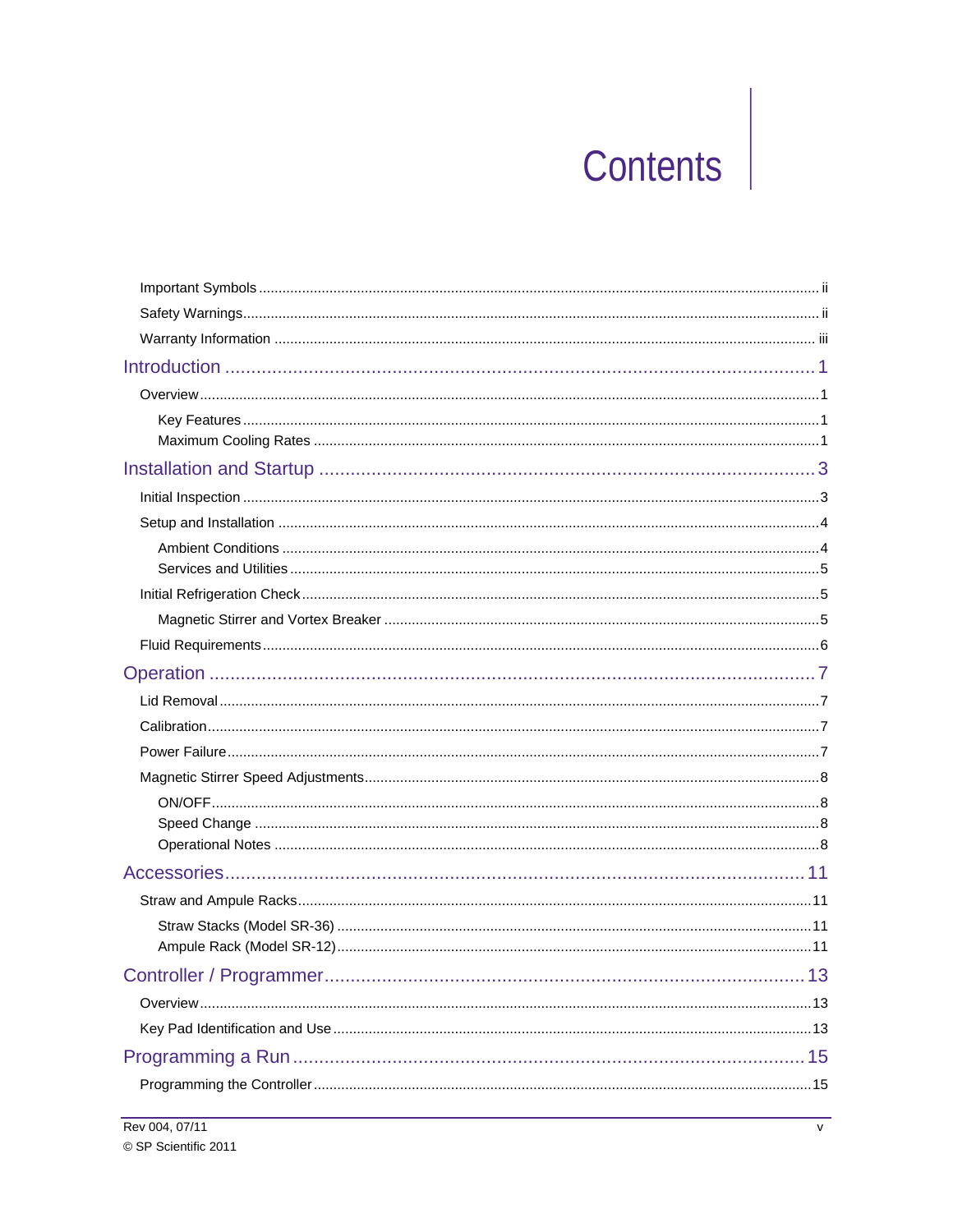# Contents

- Important Symbols ... ii
- Safety Warnings ... ii
- Warranty Information ... iii

**Introduction ... 1**

- Overview ... 1
  - Key Features ... 1
  - Maximum Cooling Rates ... 1

**Installation and Startup ... 3**

- Initial Inspection ... 3
- Setup and Installation ... 4
  - Ambient Conditions ... 4
  - Services and Utilities ... 5
- Initial Refrigeration Check ... 5
  - Magnetic Stirrer and Vortex Breaker ... 5
- Fluid Requirements ... 6

**Operation ... 7**

- Lid Removal ... 7
- Calibration ... 7
- Power Failure ... 7
- Magnetic Stirrer Speed Adjustments ... 8
  - ON/OFF ... 8
  - Speed Change ... 8
  - Operational Notes ... 8

**Accessories ... 11**

- Straw and Ampule Racks ... 11
  - Straw Stacks (Model SR-36) ... 11
  - Ampule Rack (Model SR-12) ... 11

**Controller / Programmer ... 13**

- Overview ... 13
- Key Pad Identification and Use ... 13

**Programming a Run ... 15**

- Programming the Controller ... 15

Rev 004, 07/11

© SP Scientific 2011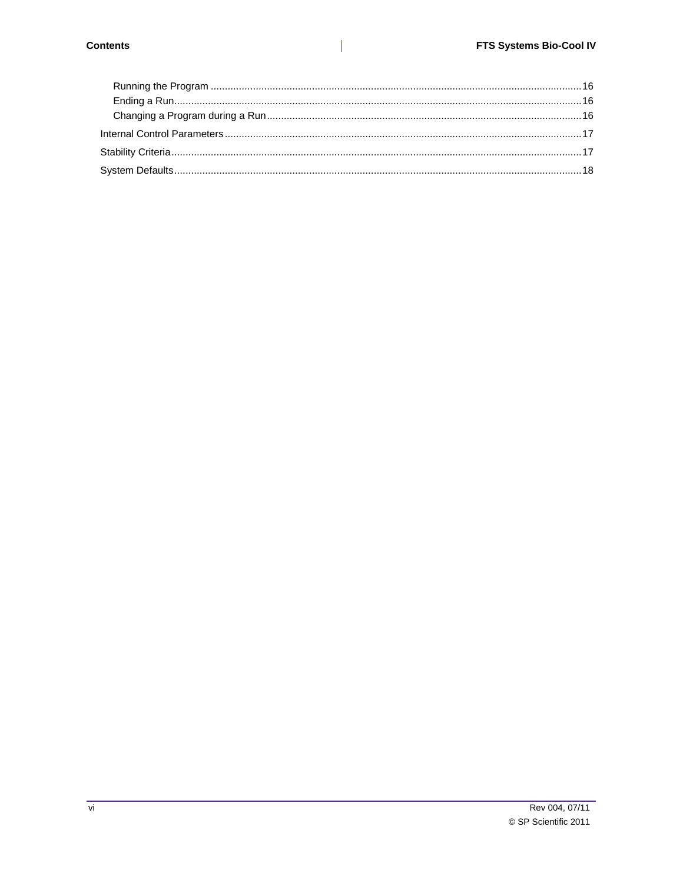Running the Program ........ 16
Ending a Run ........ 16
Changing a Program during a Run ........ 16

Internal Control Parameters ........ 17

Stability Criteria ........ 17

System Defaults ........ 18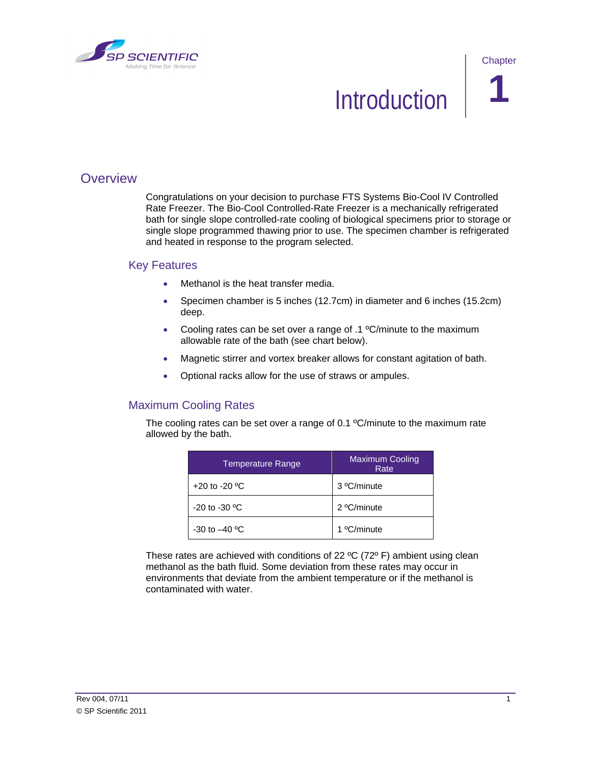# Introduction

Chapter 1

## Overview

Congratulations on your decision to purchase FTS Systems Bio-Cool IV Controlled Rate Freezer. The Bio-Cool Controlled-Rate Freezer is a mechanically refrigerated bath for single slope controlled-rate cooling of biological specimens prior to storage or single slope programmed thawing prior to use. The specimen chamber is refrigerated and heated in response to the program selected.

### Key Features

- Methanol is the heat transfer media.
- Specimen chamber is 5 inches (12.7cm) in diameter and 6 inches (15.2cm) deep.
- Cooling rates can be set over a range of .1 ºC/minute to the maximum allowable rate of the bath (see chart below).
- Magnetic stirrer and vortex breaker allows for constant agitation of bath.
- Optional racks allow for the use of straws or ampules.

### Maximum Cooling Rates

The cooling rates can be set over a range of 0.1 ºC/minute to the maximum rate allowed by the bath.

| Temperature Range | Maximum Cooling Rate |
|---|---|
| +20 to -20 ºC | 3 ºC/minute |
| -20 to -30 ºC | 2 ºC/minute |
| -30 to –40 ºC | 1 ºC/minute |

These rates are achieved with conditions of 22 ºC (72º F) ambient using clean methanol as the bath fluid. Some deviation from these rates may occur in environments that deviate from the ambient temperature or if the methanol is contaminated with water.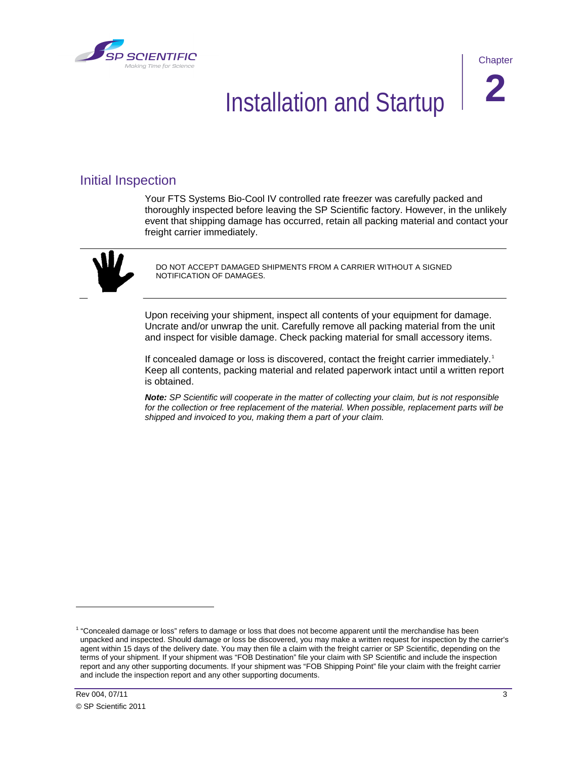# Chapter 2

# Installation and Startup

## Initial Inspection

Your FTS Systems Bio-Cool IV controlled rate freezer was carefully packed and thoroughly inspected before leaving the SP Scientific factory. However, in the unlikely event that shipping damage has occurred, retain all packing material and contact your freight carrier immediately.

DO NOT ACCEPT DAMAGED SHIPMENTS FROM A CARRIER WITHOUT A SIGNED NOTIFICATION OF DAMAGES.

Upon receiving your shipment, inspect all contents of your equipment for damage. Uncrate and/or unwrap the unit. Carefully remove all packing material from the unit and inspect for visible damage. Check packing material for small accessory items.

If concealed damage or loss is discovered, contact the freight carrier immediately.[1] Keep all contents, packing material and related paperwork intact until a written report is obtained.

***Note:*** *SP Scientific will cooperate in the matter of collecting your claim, but is not responsible for the collection or free replacement of the material. When possible, replacement parts will be shipped and invoiced to you, making them a part of your claim.*

---

[1] "Concealed damage or loss" refers to damage or loss that does not become apparent until the merchandise has been unpacked and inspected. Should damage or loss be discovered, you may make a written request for inspection by the carrier's agent within 15 days of the delivery date. You may then file a claim with the freight carrier or SP Scientific, depending on the terms of your shipment. If your shipment was "FOB Destination" file your claim with SP Scientific and include the inspection report and any other supporting documents. If your shipment was "FOB Shipping Point" file your claim with the freight carrier and include the inspection report and any other supporting documents.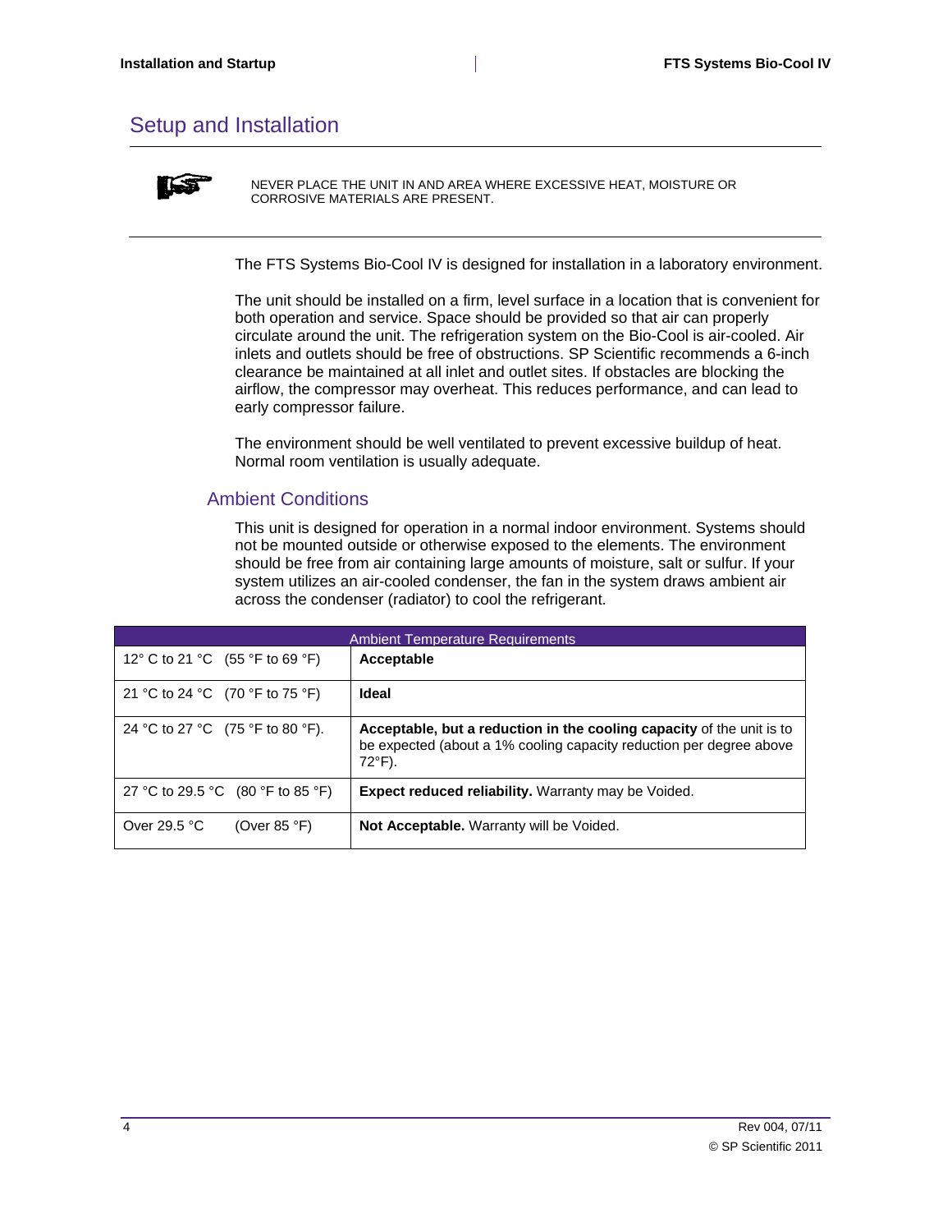# Setup and Installation

NEVER PLACE THE UNIT IN AND AREA WHERE EXCESSIVE HEAT, MOISTURE OR CORROSIVE MATERIALS ARE PRESENT.

The FTS Systems Bio-Cool IV is designed for installation in a laboratory environment.

The unit should be installed on a firm, level surface in a location that is convenient for both operation and service. Space should be provided so that air can properly circulate around the unit. The refrigeration system on the Bio-Cool is air-cooled. Air inlets and outlets should be free of obstructions. SP Scientific recommends a 6-inch clearance be maintained at all inlet and outlet sites. If obstacles are blocking the airflow, the compressor may overheat. This reduces performance, and can lead to early compressor failure.

The environment should be well ventilated to prevent excessive buildup of heat. Normal room ventilation is usually adequate.

## Ambient Conditions

This unit is designed for operation in a normal indoor environment. Systems should not be mounted outside or otherwise exposed to the elements. The environment should be free from air containing large amounts of moisture, salt or sulfur. If your system utilizes an air-cooled condenser, the fan in the system draws ambient air across the condenser (radiator) to cool the refrigerant.

| Ambient Temperature Requirements | |
|---|---|
| 12° C to 21 °C (55 °F to 69 °F) | **Acceptable** |
| 21 °C to 24 °C (70 °F to 75 °F) | **Ideal** |
| 24 °C to 27 °C (75 °F to 80 °F). | **Acceptable, but a reduction in the cooling capacity** of the unit is to be expected (about a 1% cooling capacity reduction per degree above 72°F). |
| 27 °C to 29.5 °C (80 °F to 85 °F) | **Expect reduced reliability.** Warranty may be Voided. |
| Over 29.5 °C (Over 85 °F) | **Not Acceptable.** Warranty will be Voided. |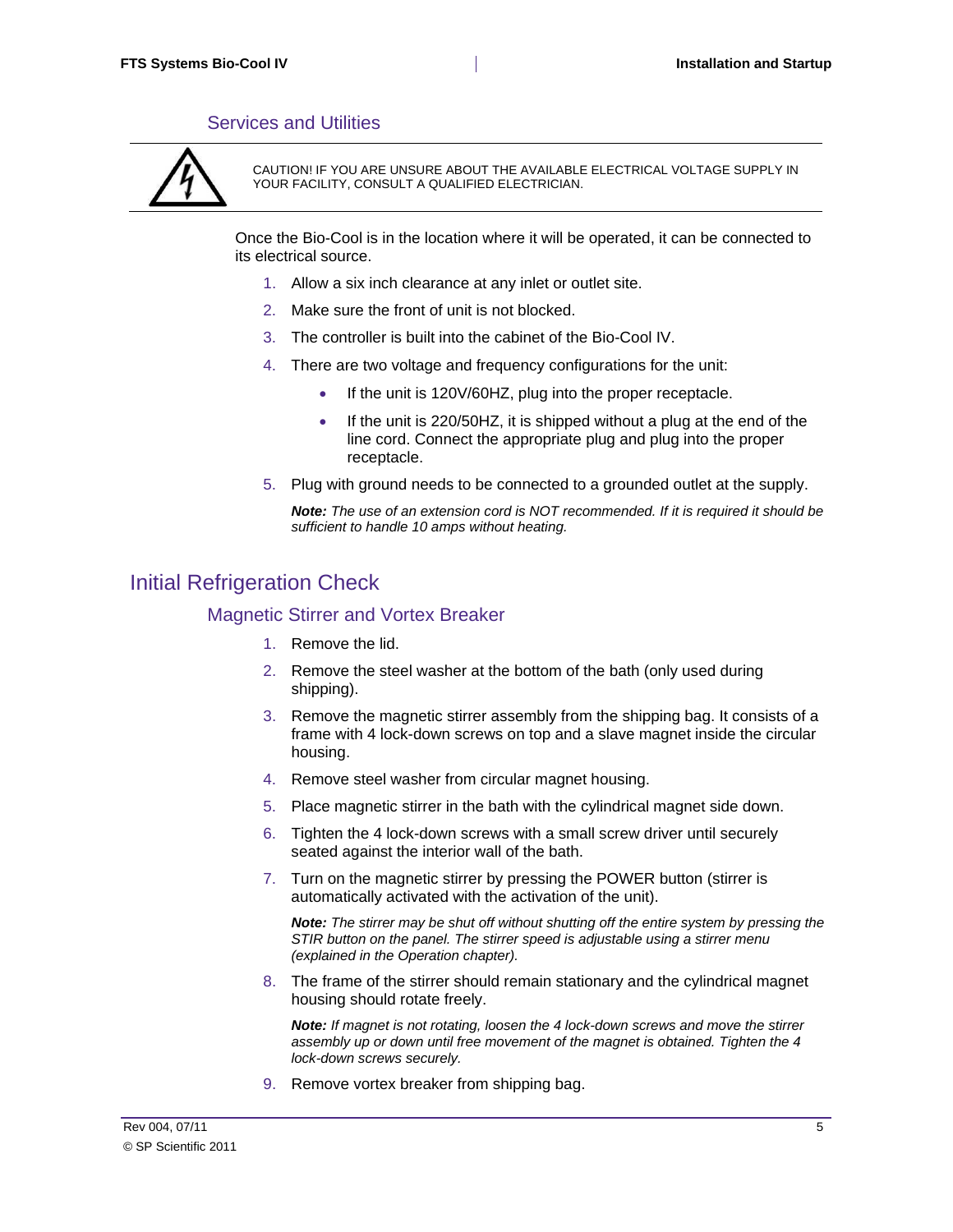### Services and Utilities

CAUTION! IF YOU ARE UNSURE ABOUT THE AVAILABLE ELECTRICAL VOLTAGE SUPPLY IN YOUR FACILITY, CONSULT A QUALIFIED ELECTRICIAN.

Once the Bio-Cool is in the location where it will be operated, it can be connected to its electrical source.

1. Allow a six inch clearance at any inlet or outlet site.
2. Make sure the front of unit is not blocked.
3. The controller is built into the cabinet of the Bio-Cool IV.
4. There are two voltage and frequency configurations for the unit:
    - If the unit is 120V/60HZ, plug into the proper receptacle.
    - If the unit is 220/50HZ, it is shipped without a plug at the end of the line cord. Connect the appropriate plug and plug into the proper receptacle.
5. Plug with ground needs to be connected to a grounded outlet at the supply.

   ***Note:*** *The use of an extension cord is NOT recommended. If it is required it should be sufficient to handle 10 amps without heating.*

## Initial Refrigeration Check

### Magnetic Stirrer and Vortex Breaker

1. Remove the lid.
2. Remove the steel washer at the bottom of the bath (only used during shipping).
3. Remove the magnetic stirrer assembly from the shipping bag. It consists of a frame with 4 lock-down screws on top and a slave magnet inside the circular housing.
4. Remove steel washer from circular magnet housing.
5. Place magnetic stirrer in the bath with the cylindrical magnet side down.
6. Tighten the 4 lock-down screws with a small screw driver until securely seated against the interior wall of the bath.
7. Turn on the magnetic stirrer by pressing the POWER button (stirrer is automatically activated with the activation of the unit).

   ***Note:*** *The stirrer may be shut off without shutting off the entire system by pressing the STIR button on the panel. The stirrer speed is adjustable using a stirrer menu (explained in the Operation chapter).*

8. The frame of the stirrer should remain stationary and the cylindrical magnet housing should rotate freely.

   ***Note:*** *If magnet is not rotating, loosen the 4 lock-down screws and move the stirrer assembly up or down until free movement of the magnet is obtained. Tighten the 4 lock-down screws securely.*

9. Remove vortex breaker from shipping bag.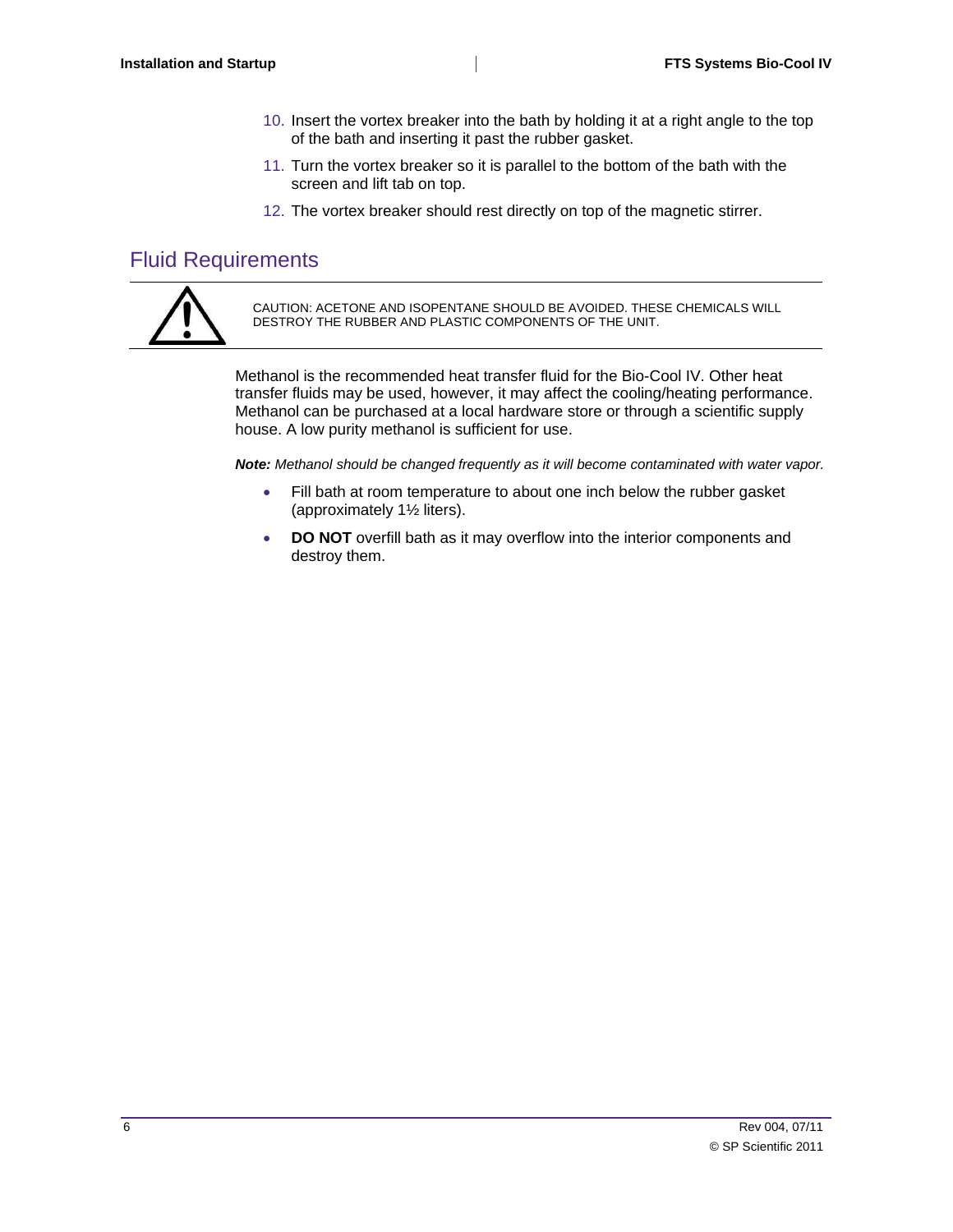10. Insert the vortex breaker into the bath by holding it at a right angle to the top of the bath and inserting it past the rubber gasket.
11. Turn the vortex breaker so it is parallel to the bottom of the bath with the screen and lift tab on top.
12. The vortex breaker should rest directly on top of the magnetic stirrer.

## Fluid Requirements

CAUTION: ACETONE AND ISOPENTANE SHOULD BE AVOIDED. THESE CHEMICALS WILL DESTROY THE RUBBER AND PLASTIC COMPONENTS OF THE UNIT.

Methanol is the recommended heat transfer fluid for the Bio-Cool IV. Other heat transfer fluids may be used, however, it may affect the cooling/heating performance. Methanol can be purchased at a local hardware store or through a scientific supply house. A low purity methanol is sufficient for use.

***Note:*** *Methanol should be changed frequently as it will become contaminated with water vapor.*

- Fill bath at room temperature to about one inch below the rubber gasket (approximately 1½ liters).
- **DO NOT** overfill bath as it may overflow into the interior components and destroy them.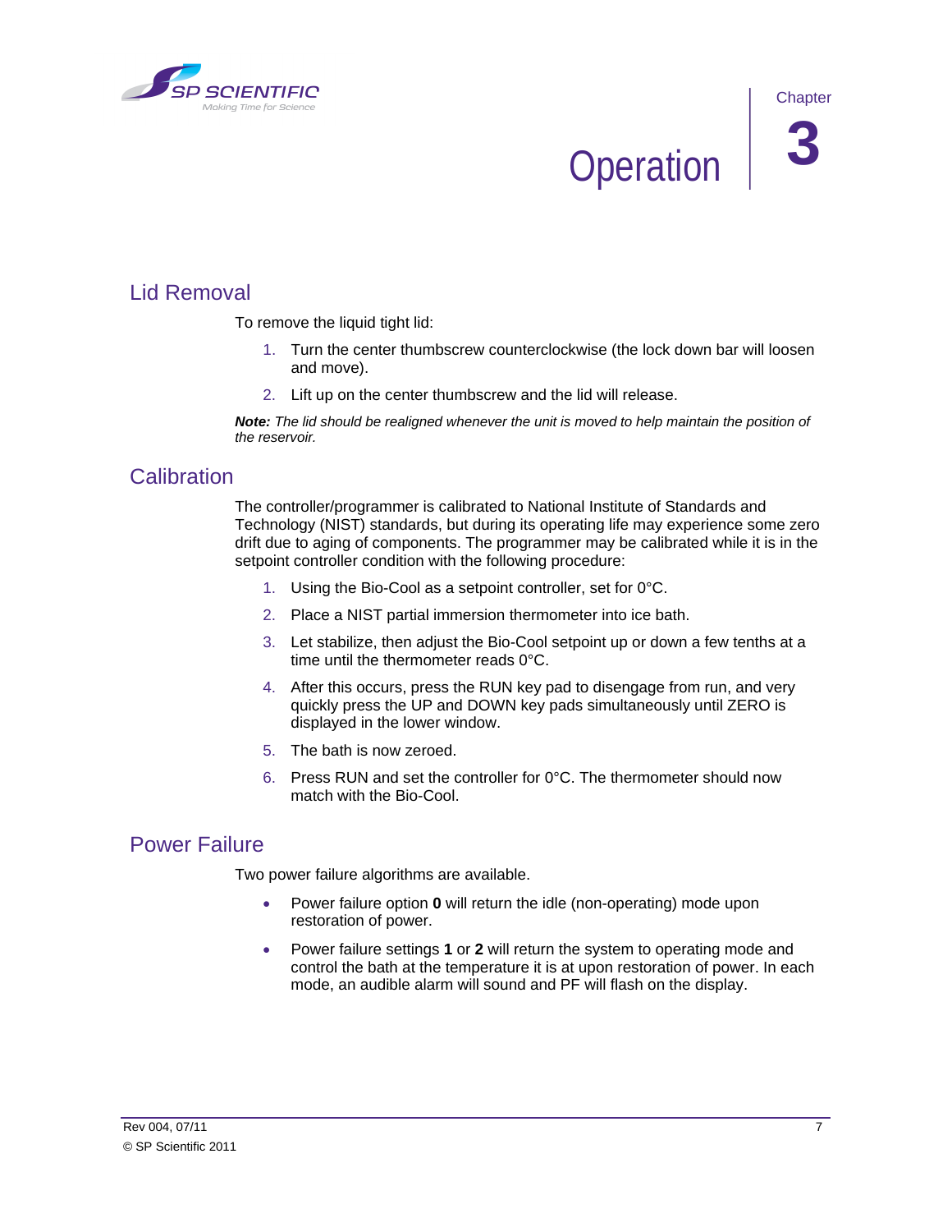# Chapter 3 Operation

## Lid Removal

To remove the liquid tight lid:

1. Turn the center thumbscrew counterclockwise (the lock down bar will loosen and move).
2. Lift up on the center thumbscrew and the lid will release.

***Note:*** *The lid should be realigned whenever the unit is moved to help maintain the position of the reservoir.*

## Calibration

The controller/programmer is calibrated to National Institute of Standards and Technology (NIST) standards, but during its operating life may experience some zero drift due to aging of components. The programmer may be calibrated while it is in the setpoint controller condition with the following procedure:

1. Using the Bio-Cool as a setpoint controller, set for 0°C.
2. Place a NIST partial immersion thermometer into ice bath.
3. Let stabilize, then adjust the Bio-Cool setpoint up or down a few tenths at a time until the thermometer reads 0°C.
4. After this occurs, press the RUN key pad to disengage from run, and very quickly press the UP and DOWN key pads simultaneously until ZERO is displayed in the lower window.
5. The bath is now zeroed.
6. Press RUN and set the controller for 0°C. The thermometer should now match with the Bio-Cool.

## Power Failure

Two power failure algorithms are available.

- Power failure option **0** will return the idle (non-operating) mode upon restoration of power.
- Power failure settings **1** or **2** will return the system to operating mode and control the bath at the temperature it is at upon restoration of power. In each mode, an audible alarm will sound and PF will flash on the display.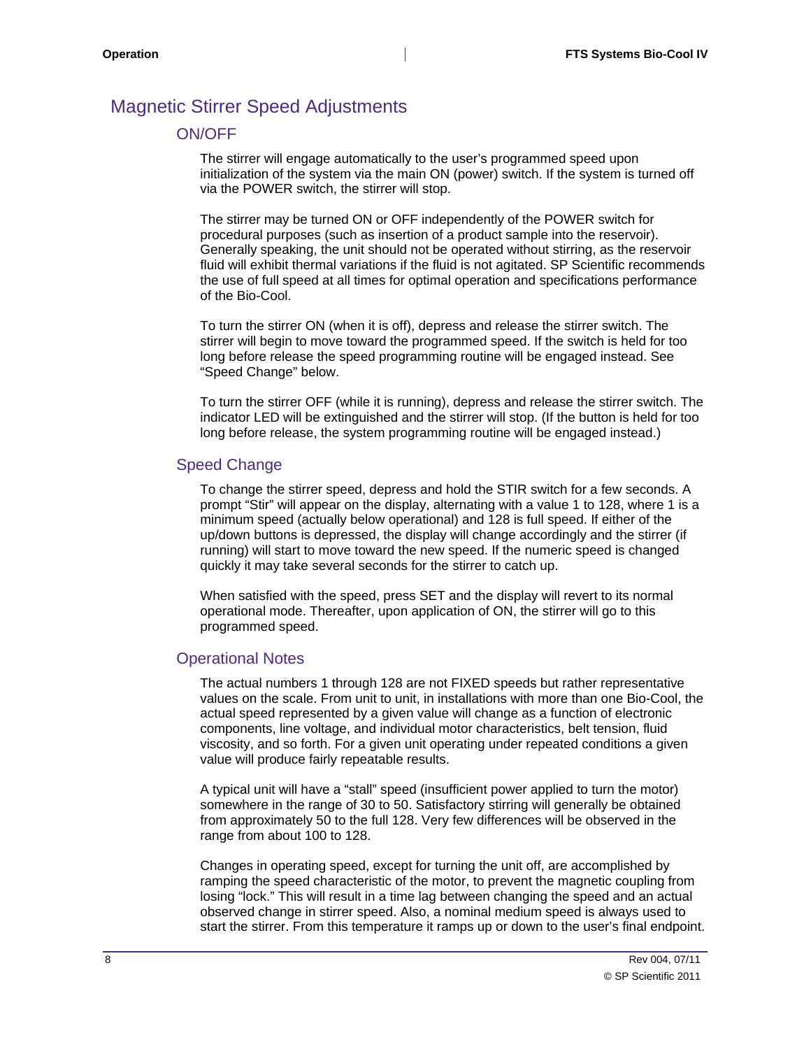## Magnetic Stirrer Speed Adjustments

### ON/OFF

The stirrer will engage automatically to the user's programmed speed upon initialization of the system via the main ON (power) switch. If the system is turned off via the POWER switch, the stirrer will stop.

The stirrer may be turned ON or OFF independently of the POWER switch for procedural purposes (such as insertion of a product sample into the reservoir). Generally speaking, the unit should not be operated without stirring, as the reservoir fluid will exhibit thermal variations if the fluid is not agitated. SP Scientific recommends the use of full speed at all times for optimal operation and specifications performance of the Bio-Cool.

To turn the stirrer ON (when it is off), depress and release the stirrer switch. The stirrer will begin to move toward the programmed speed. If the switch is held for too long before release the speed programming routine will be engaged instead. See "Speed Change" below.

To turn the stirrer OFF (while it is running), depress and release the stirrer switch. The indicator LED will be extinguished and the stirrer will stop. (If the button is held for too long before release, the system programming routine will be engaged instead.)

### Speed Change

To change the stirrer speed, depress and hold the STIR switch for a few seconds. A prompt "Stir" will appear on the display, alternating with a value 1 to 128, where 1 is a minimum speed (actually below operational) and 128 is full speed. If either of the up/down buttons is depressed, the display will change accordingly and the stirrer (if running) will start to move toward the new speed. If the numeric speed is changed quickly it may take several seconds for the stirrer to catch up.

When satisfied with the speed, press SET and the display will revert to its normal operational mode. Thereafter, upon application of ON, the stirrer will go to this programmed speed.

### Operational Notes

The actual numbers 1 through 128 are not FIXED speeds but rather representative values on the scale. From unit to unit, in installations with more than one Bio-Cool, the actual speed represented by a given value will change as a function of electronic components, line voltage, and individual motor characteristics, belt tension, fluid viscosity, and so forth. For a given unit operating under repeated conditions a given value will produce fairly repeatable results.

A typical unit will have a "stall" speed (insufficient power applied to turn the motor) somewhere in the range of 30 to 50. Satisfactory stirring will generally be obtained from approximately 50 to the full 128. Very few differences will be observed in the range from about 100 to 128.

Changes in operating speed, except for turning the unit off, are accomplished by ramping the speed characteristic of the motor, to prevent the magnetic coupling from losing "lock." This will result in a time lag between changing the speed and an actual observed change in stirrer speed. Also, a nominal medium speed is always used to start the stirrer. From this temperature it ramps up or down to the user's final endpoint.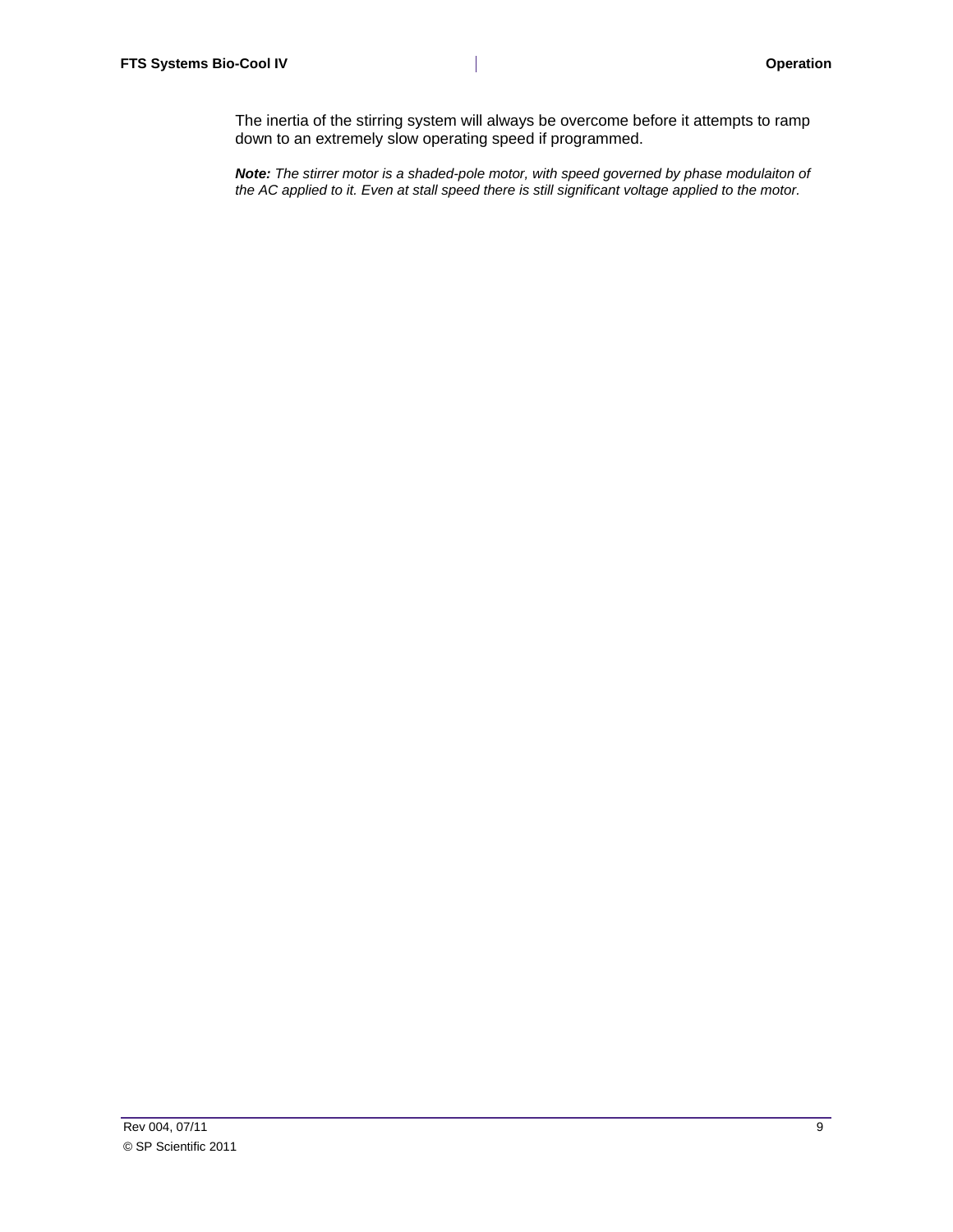The inertia of the stirring system will always be overcome before it attempts to ramp down to an extremely slow operating speed if programmed.

***Note:*** *The stirrer motor is a shaded-pole motor, with speed governed by phase modulaiton of the AC applied to it. Even at stall speed there is still significant voltage applied to the motor.*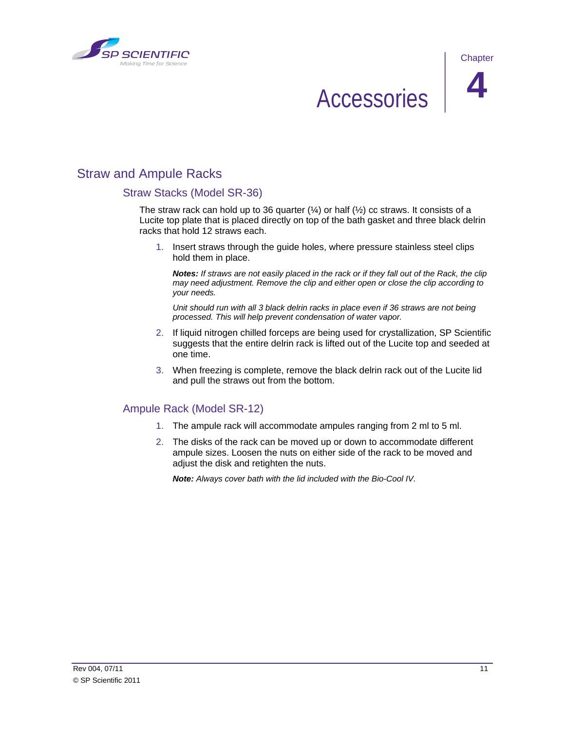# Chapter 4 Accessories

## Straw and Ampule Racks

### Straw Stacks (Model SR-36)

The straw rack can hold up to 36 quarter (¼) or half (½) cc straws. It consists of a Lucite top plate that is placed directly on top of the bath gasket and three black delrin racks that hold 12 straws each.

1. Insert straws through the guide holes, where pressure stainless steel clips hold them in place.

   ***Notes:*** *If straws are not easily placed in the rack or if they fall out of the Rack, the clip may need adjustment. Remove the clip and either open or close the clip according to your needs.*

   *Unit should run with all 3 black delrin racks in place even if 36 straws are not being processed. This will help prevent condensation of water vapor.*

2. If liquid nitrogen chilled forceps are being used for crystallization, SP Scientific suggests that the entire delrin rack is lifted out of the Lucite top and seeded at one time.
3. When freezing is complete, remove the black delrin rack out of the Lucite lid and pull the straws out from the bottom.

### Ampule Rack (Model SR-12)

1. The ampule rack will accommodate ampules ranging from 2 ml to 5 ml.
2. The disks of the rack can be moved up or down to accommodate different ampule sizes. Loosen the nuts on either side of the rack to be moved and adjust the disk and retighten the nuts.

   ***Note:*** *Always cover bath with the lid included with the Bio-Cool IV.*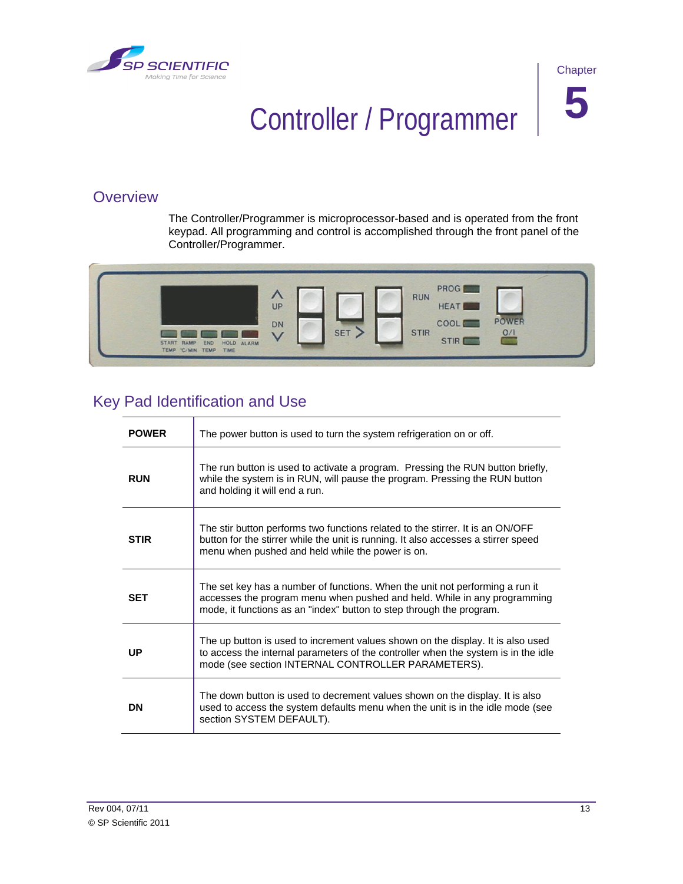# Chapter 5

# Controller / Programmer

## Overview

The Controller/Programmer is microprocessor-based and is operated from the front keypad. All programming and control is accomplished through the front panel of the Controller/Programmer.

## Key Pad Identification and Use

| | |
|---|---|
| **POWER** | The power button is used to turn the system refrigeration on or off. |
| **RUN** | The run button is used to activate a program. Pressing the RUN button briefly, while the system is in RUN, will pause the program. Pressing the RUN button and holding it will end a run. |
| **STIR** | The stir button performs two functions related to the stirrer. It is an ON/OFF button for the stirrer while the unit is running. It also accesses a stirrer speed menu when pushed and held while the power is on. |
| **SET** | The set key has a number of functions. When the unit not performing a run it accesses the program menu when pushed and held. While in any programming mode, it functions as an "index" button to step through the program. |
| **UP** | The up button is used to increment values shown on the display. It is also used to access the internal parameters of the controller when the system is in the idle mode (see section INTERNAL CONTROLLER PARAMETERS). |
| **DN** | The down button is used to decrement values shown on the display. It is also used to access the system defaults menu when the unit is in the idle mode (see section SYSTEM DEFAULT). |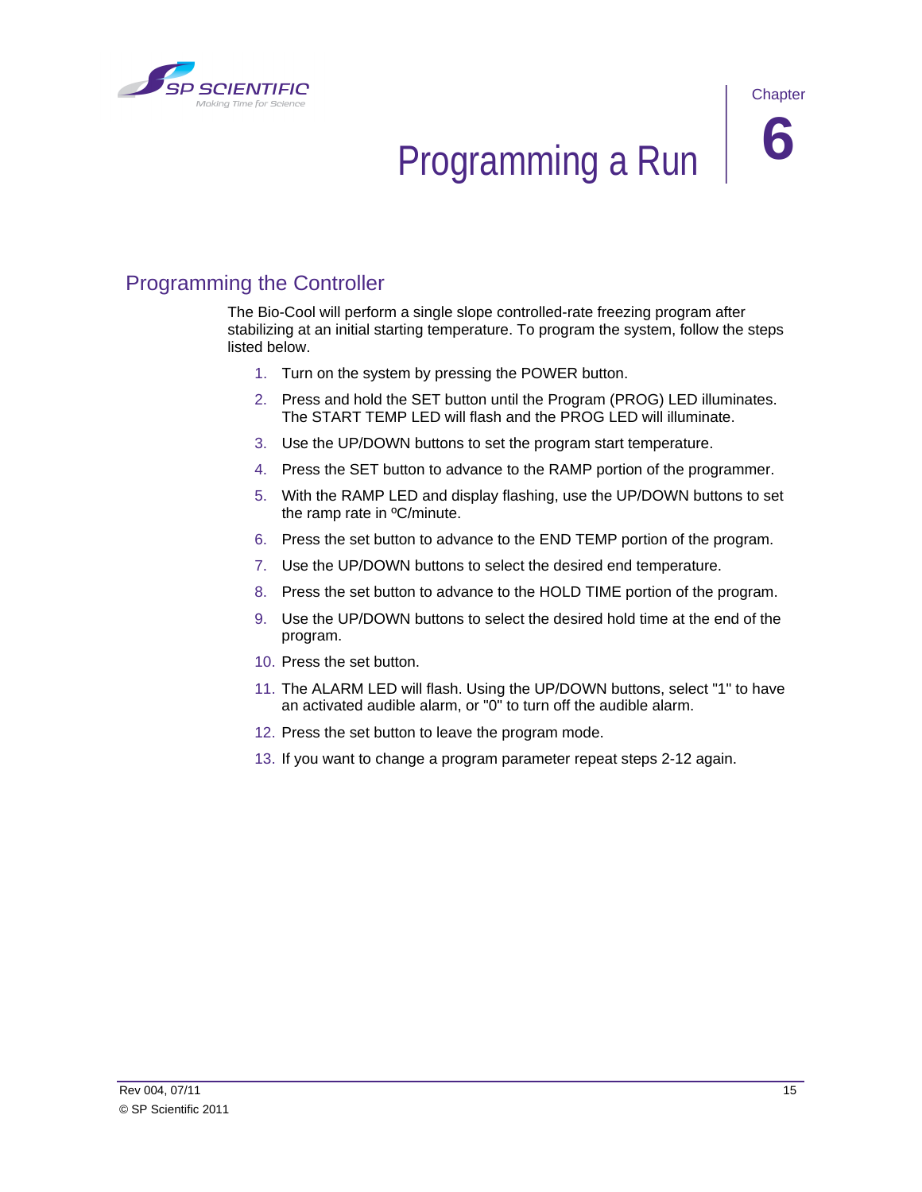Chapter 6

# Programming a Run

## Programming the Controller

The Bio-Cool will perform a single slope controlled-rate freezing program after stabilizing at an initial starting temperature. To program the system, follow the steps listed below.

1. Turn on the system by pressing the POWER button.
2. Press and hold the SET button until the Program (PROG) LED illuminates. The START TEMP LED will flash and the PROG LED will illuminate.
3. Use the UP/DOWN buttons to set the program start temperature.
4. Press the SET button to advance to the RAMP portion of the programmer.
5. With the RAMP LED and display flashing, use the UP/DOWN buttons to set the ramp rate in ºC/minute.
6. Press the set button to advance to the END TEMP portion of the program.
7. Use the UP/DOWN buttons to select the desired end temperature.
8. Press the set button to advance to the HOLD TIME portion of the program.
9. Use the UP/DOWN buttons to select the desired hold time at the end of the program.
10. Press the set button.
11. The ALARM LED will flash. Using the UP/DOWN buttons, select "1" to have an activated audible alarm, or "0" to turn off the audible alarm.
12. Press the set button to leave the program mode.
13. If you want to change a program parameter repeat steps 2-12 again.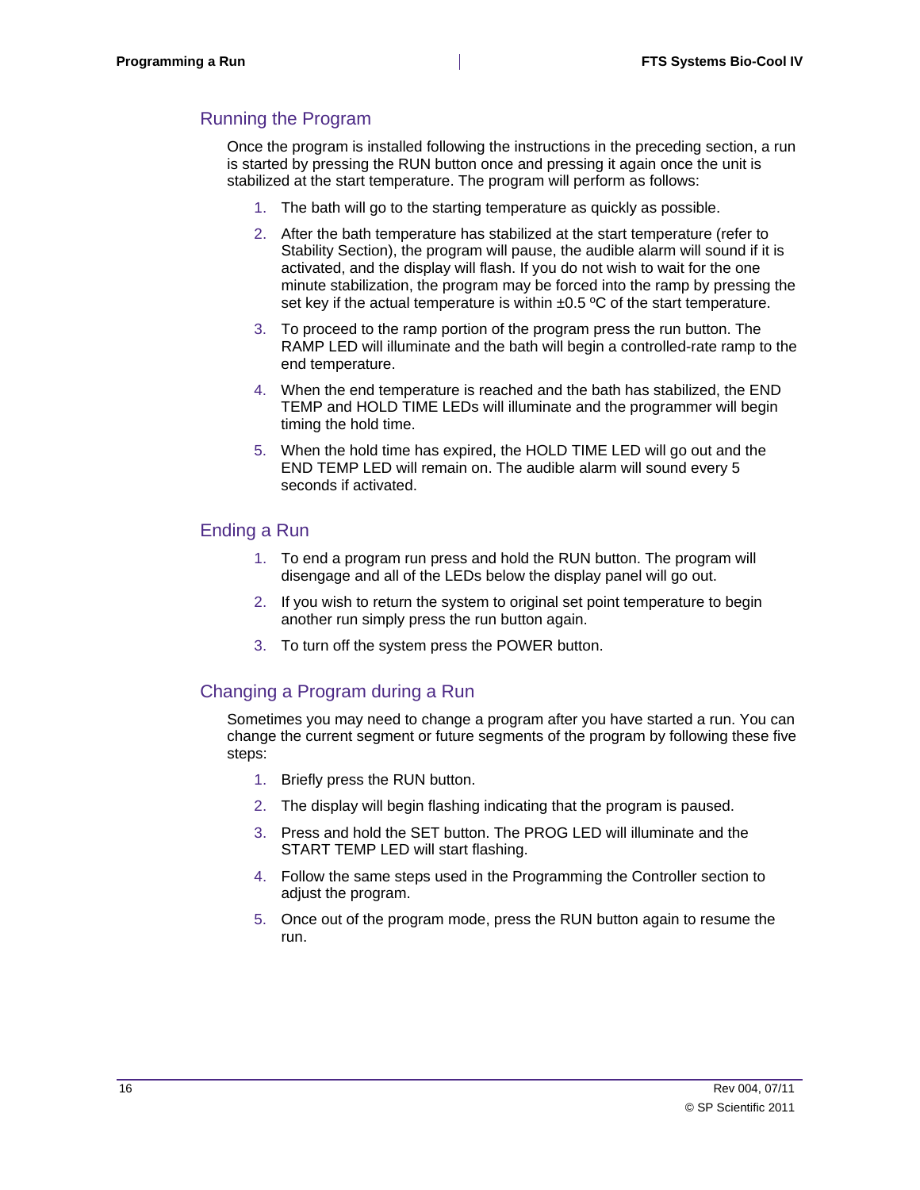## Running the Program

Once the program is installed following the instructions in the preceding section, a run is started by pressing the RUN button once and pressing it again once the unit is stabilized at the start temperature. The program will perform as follows:

1. The bath will go to the starting temperature as quickly as possible.
2. After the bath temperature has stabilized at the start temperature (refer to Stability Section), the program will pause, the audible alarm will sound if it is activated, and the display will flash. If you do not wish to wait for the one minute stabilization, the program may be forced into the ramp by pressing the set key if the actual temperature is within ±0.5 ºC of the start temperature.
3. To proceed to the ramp portion of the program press the run button. The RAMP LED will illuminate and the bath will begin a controlled-rate ramp to the end temperature.
4. When the end temperature is reached and the bath has stabilized, the END TEMP and HOLD TIME LEDs will illuminate and the programmer will begin timing the hold time.
5. When the hold time has expired, the HOLD TIME LED will go out and the END TEMP LED will remain on. The audible alarm will sound every 5 seconds if activated.

## Ending a Run

1. To end a program run press and hold the RUN button. The program will disengage and all of the LEDs below the display panel will go out.
2. If you wish to return the system to original set point temperature to begin another run simply press the run button again.
3. To turn off the system press the POWER button.

## Changing a Program during a Run

Sometimes you may need to change a program after you have started a run. You can change the current segment or future segments of the program by following these five steps:

1. Briefly press the RUN button.
2. The display will begin flashing indicating that the program is paused.
3. Press and hold the SET button. The PROG LED will illuminate and the START TEMP LED will start flashing.
4. Follow the same steps used in the Programming the Controller section to adjust the program.
5. Once out of the program mode, press the RUN button again to resume the run.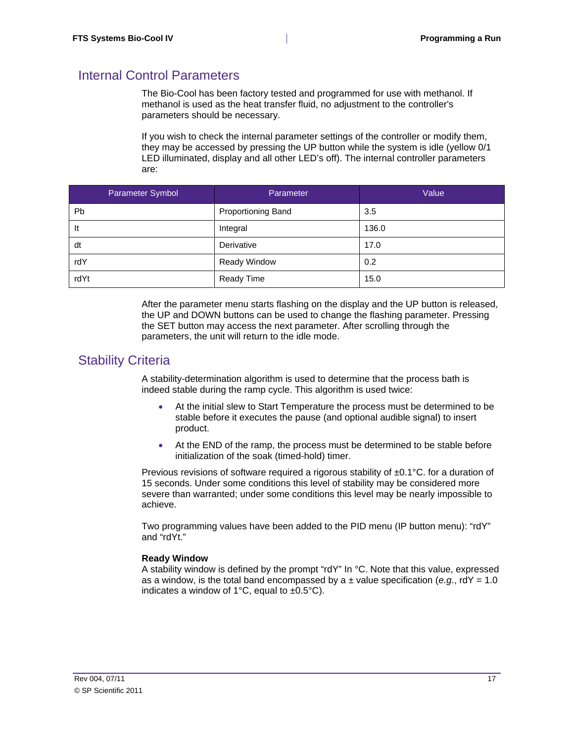## Internal Control Parameters

The Bio-Cool has been factory tested and programmed for use with methanol. If methanol is used as the heat transfer fluid, no adjustment to the controller's parameters should be necessary.

If you wish to check the internal parameter settings of the controller or modify them, they may be accessed by pressing the UP button while the system is idle (yellow 0/1 LED illuminated, display and all other LED's off). The internal controller parameters are:

| Parameter Symbol | Parameter | Value |
|---|---|---|
| Pb | Proportioning Band | 3.5 |
| It | Integral | 136.0 |
| dt | Derivative | 17.0 |
| rdY | Ready Window | 0.2 |
| rdYt | Ready Time | 15.0 |

After the parameter menu starts flashing on the display and the UP button is released, the UP and DOWN buttons can be used to change the flashing parameter. Pressing the SET button may access the next parameter. After scrolling through the parameters, the unit will return to the idle mode.

## Stability Criteria

A stability-determination algorithm is used to determine that the process bath is indeed stable during the ramp cycle. This algorithm is used twice:

- At the initial slew to Start Temperature the process must be determined to be stable before it executes the pause (and optional audible signal) to insert product.
- At the END of the ramp, the process must be determined to be stable before initialization of the soak (timed-hold) timer.

Previous revisions of software required a rigorous stability of ±0.1°C. for a duration of 15 seconds. Under some conditions this level of stability may be considered more severe than warranted; under some conditions this level may be nearly impossible to achieve.

Two programming values have been added to the PID menu (IP button menu): “rdY” and “rdYt.”

**Ready Window**
A stability window is defined by the prompt “rdY” In °C. Note that this value, expressed as a window, is the total band encompassed by a ± value specification (*e.g.*, rdY = 1.0 indicates a window of 1°C, equal to ±0.5°C).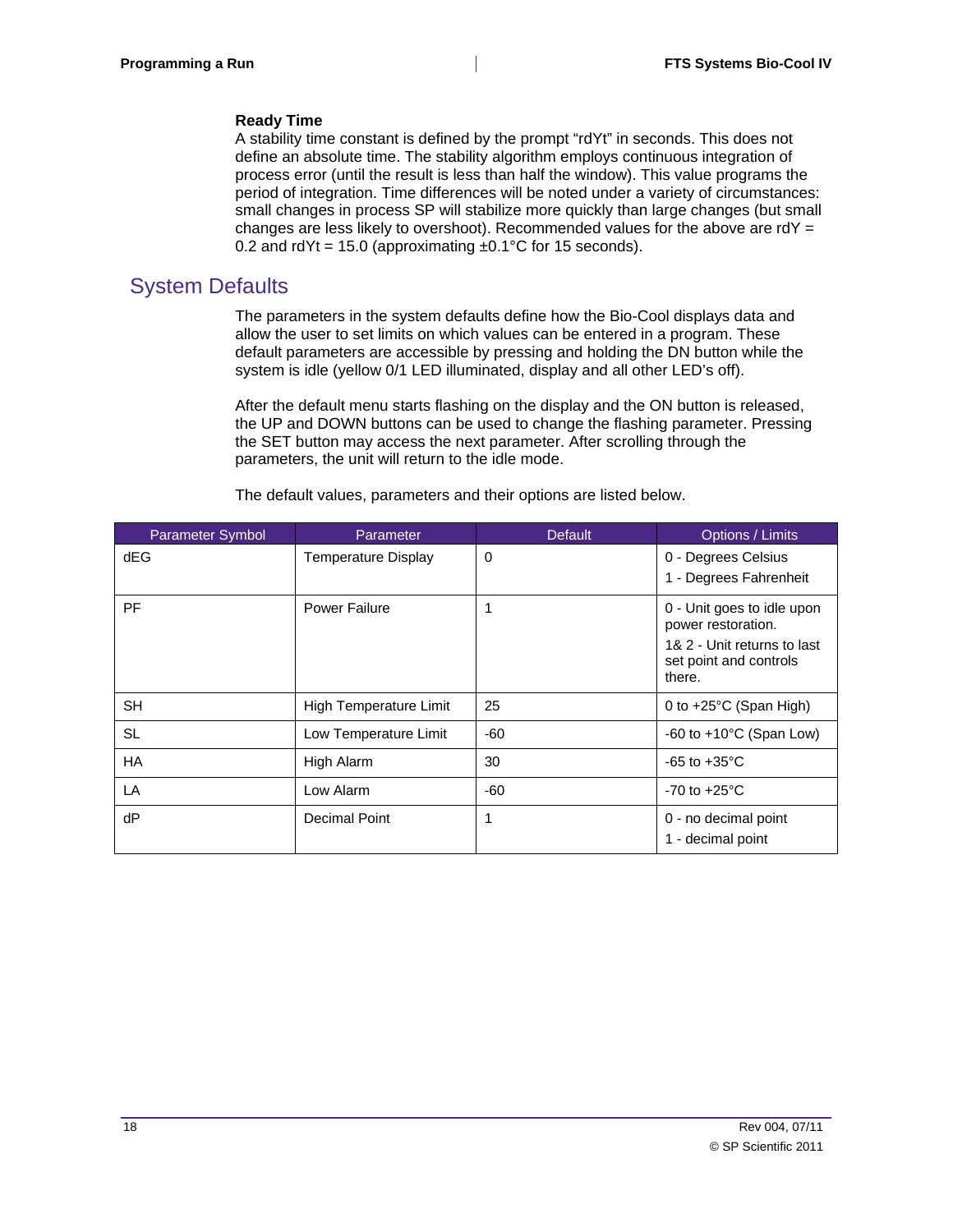### Ready Time

A stability time constant is defined by the prompt “rdYt” in seconds. This does not define an absolute time. The stability algorithm employs continuous integration of process error (until the result is less than half the window). This value programs the period of integration. Time differences will be noted under a variety of circumstances: small changes in process SP will stabilize more quickly than large changes (but small changes are less likely to overshoot). Recommended values for the above are rdY = 0.2 and rdYt = 15.0 (approximating ±0.1°C for 15 seconds).

## System Defaults

The parameters in the system defaults define how the Bio-Cool displays data and allow the user to set limits on which values can be entered in a program. These default parameters are accessible by pressing and holding the DN button while the system is idle (yellow 0/1 LED illuminated, display and all other LED’s off).

After the default menu starts flashing on the display and the ON button is released, the UP and DOWN buttons can be used to change the flashing parameter. Pressing the SET button may access the next parameter. After scrolling through the parameters, the unit will return to the idle mode.

The default values, parameters and their options are listed below.

| Parameter Symbol | Parameter | Default | Options / Limits |
|---|---|---|---|
| dEG | Temperature Display | 0 | 0 - Degrees Celsius<br>1 - Degrees Fahrenheit |
| PF | Power Failure | 1 | 0 - Unit goes to idle upon power restoration.<br>1& 2 - Unit returns to last set point and controls there. |
| SH | High Temperature Limit | 25 | 0 to +25°C (Span High) |
| SL | Low Temperature Limit | -60 | -60 to +10°C (Span Low) |
| HA | High Alarm | 30 | -65 to +35°C |
| LA | Low Alarm | -60 | -70 to +25°C |
| dP | Decimal Point | 1 | 0 - no decimal point<br>1 - decimal point |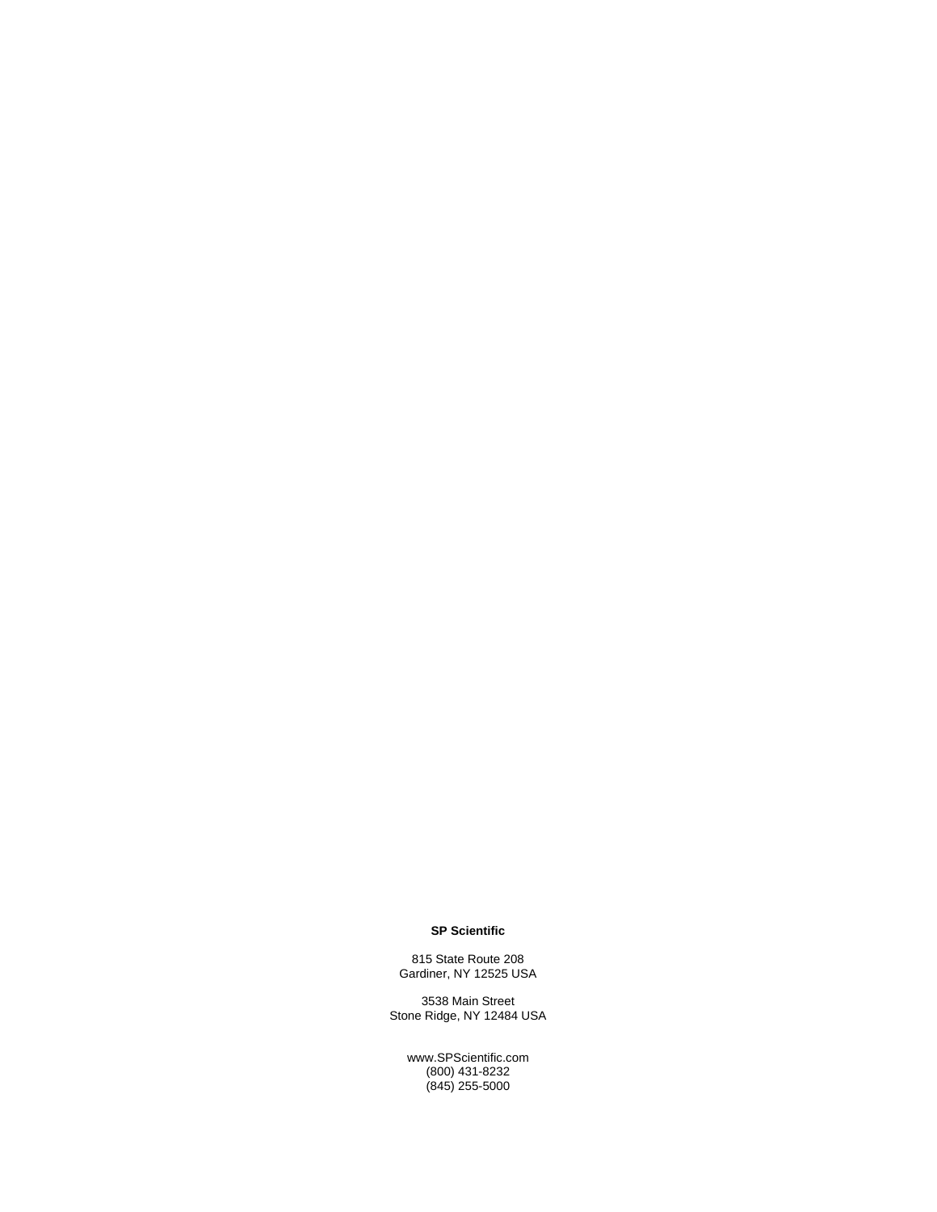**SP Scientific**

815 State Route 208
Gardiner, NY 12525 USA

3538 Main Street
Stone Ridge, NY 12484 USA

www.SPScientific.com
(800) 431-8232
(845) 255-5000